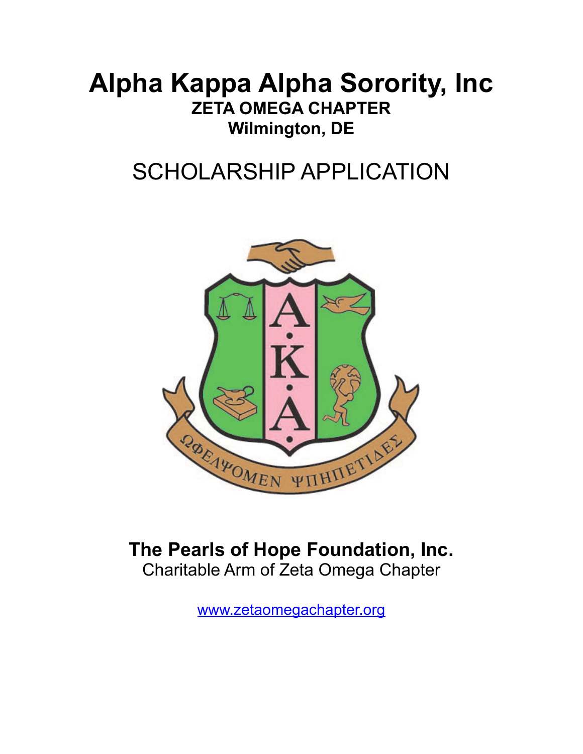# Alpha Kappa Alpha Sorority, Inc

**ZETA OMEGA CHAPTER**

**Wilmington, DE**

## SCHOLARSHIP APPLICATION

**The Pearls of Hope Foundation, Inc.**

Charitable Arm of Zeta Omega Chapter

www.zetaomegachapter.org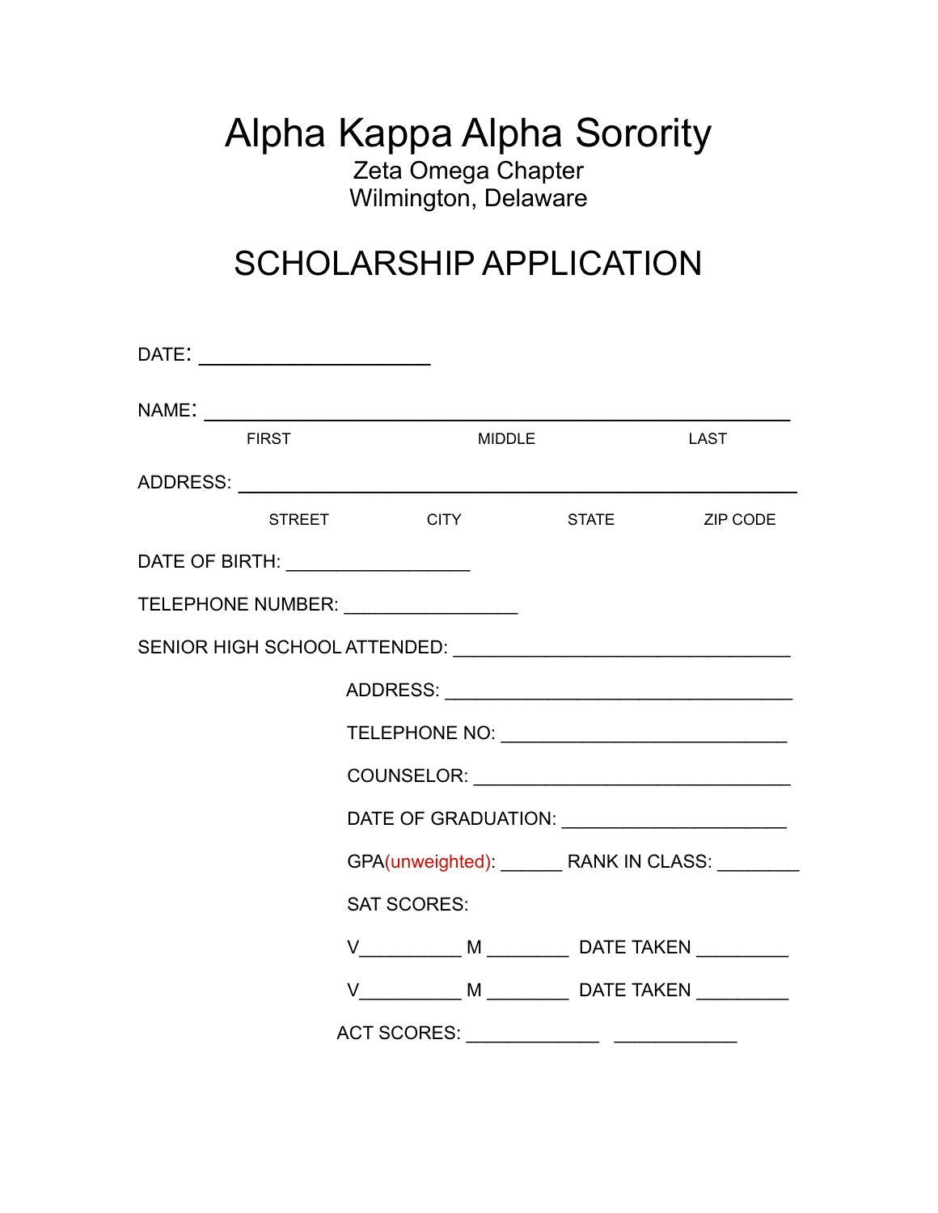# Alpha Kappa Alpha Sorority

Zeta Omega Chapter
Wilmington, Delaware

## SCHOLARSHIP APPLICATION

DATE: ____________________

NAME: ____________________________________________________

FIRST MIDDLE LAST

ADDRESS: ____________________________________________________

STREET CITY STATE ZIP CODE

DATE OF BIRTH: ________________

TELEPHONE NUMBER: ________________

SENIOR HIGH SCHOOL ATTENDED: ______________________________

ADDRESS: ______________________________

TELEPHONE NO: ______________________________

COUNSELOR: ______________________________

DATE OF GRADUATION: ____________________

GPA(unweighted): ______ RANK IN CLASS: ________

SAT SCORES:

V__________ M ________ DATE TAKEN _________

V__________ M ________ DATE TAKEN _________

ACT SCORES: _____________ ____________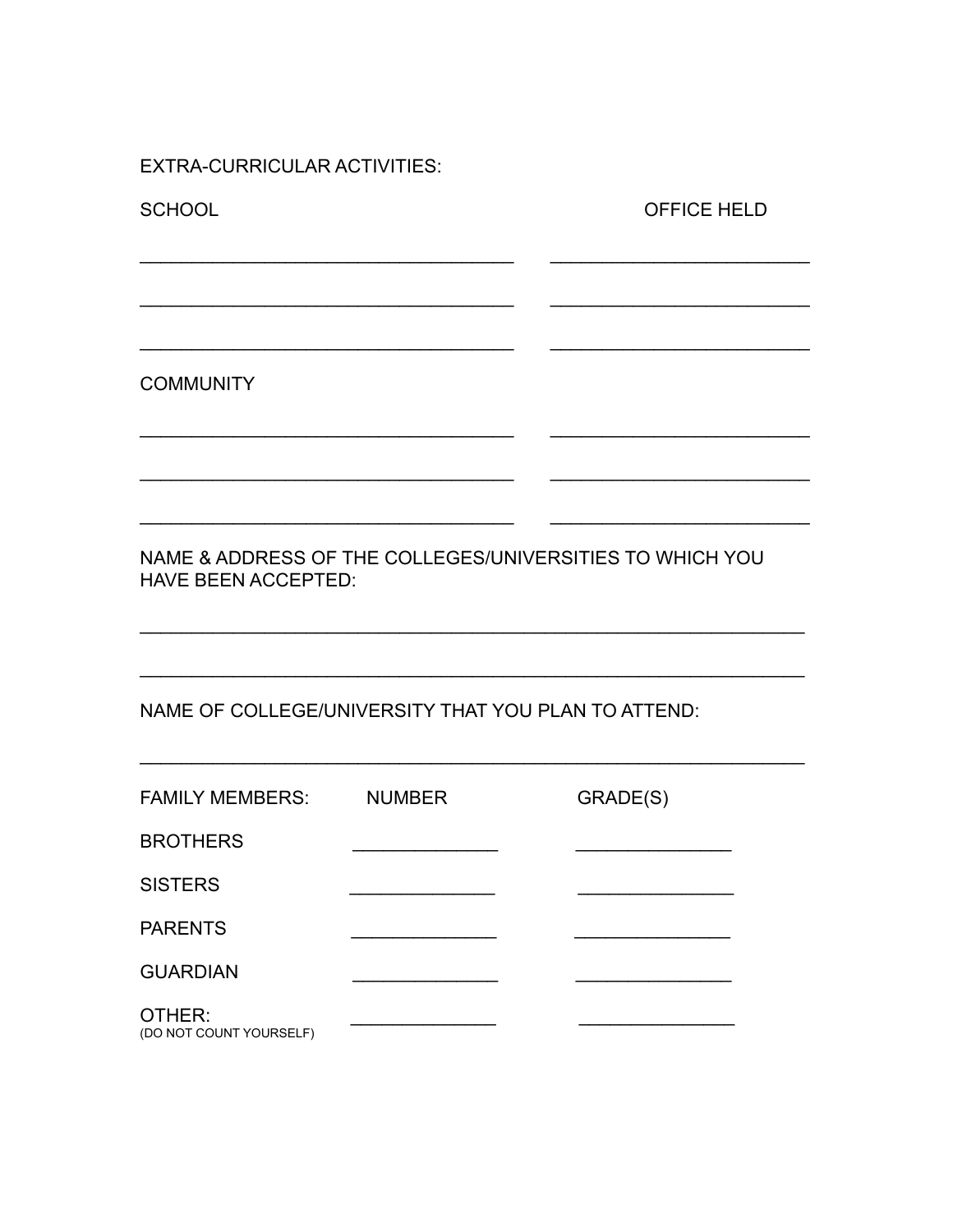EXTRA-CURRICULAR ACTIVITIES:

| SCHOOL | OFFICE HELD |
| --- | --- |
| ________________________________ | ______________________ |
| ________________________________ | ______________________ |
| ________________________________ | ______________________ |

| COMMUNITY | |
| --- | --- |
| ________________________________ | ______________________ |
| ________________________________ | ______________________ |
| ________________________________ | ______________________ |

NAME & ADDRESS OF THE COLLEGES/UNIVERSITIES TO WHICH YOU HAVE BEEN ACCEPTED:

_________________________________________________________________

_________________________________________________________________

NAME OF COLLEGE/UNIVERSITY THAT YOU PLAN TO ATTEND:

_________________________________________________________________

| FAMILY MEMBERS: | NUMBER | GRADE(S) |
| --- | --- | --- |
| BROTHERS | ______________ | _______________ |
| SISTERS | ______________ | _______________ |
| PARENTS | ______________ | _______________ |
| GUARDIAN | ______________ | _______________ |
| OTHER: (DO NOT COUNT YOURSELF) | ______________ | _______________ |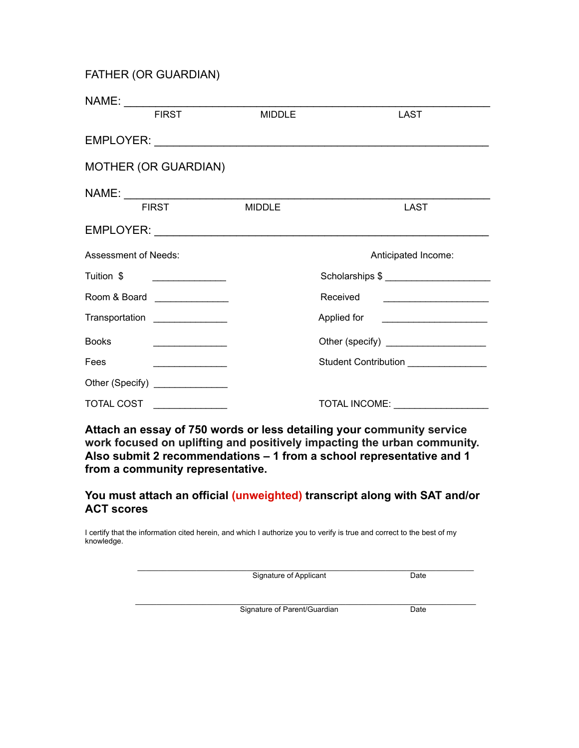FATHER (OR GUARDIAN)

NAME: ___________________________________________________________
FIRST MIDDLE LAST

EMPLOYER: ______________________________________________________

MOTHER (OR GUARDIAN)

NAME: ___________________________________________________________
FIRST MIDDLE LAST

EMPLOYER: ______________________________________________________

| | |
|---|---|
| Assessment of Needs: | Anticipated Income: |
| Tuition $ _____________ | Scholarships $ ___________________ |
| Room & Board _____________ | Received ___________________ |
| Transportation _____________ | Applied for ___________________ |
| Books _____________ | Other (specify) __________________ |
| Fees _____________ | Student Contribution ______________ |
| Other (Specify) _____________ | |
| TOTAL COST _____________ | TOTAL INCOME: _________________ |

**Attach an essay of 750 words or less detailing your community service work focused on uplifting and positively impacting the urban community. Also submit 2 recommendations – 1 from a school representative and 1 from a community representative.**

**You must attach an official (unweighted) transcript along with SAT and/or ACT scores**

I certify that the information cited herein, and which I authorize you to verify is true and correct to the best of my knowledge.

_______________________________________________________________
Signature of Applicant Date

_______________________________________________________________
Signature of Parent/Guardian Date